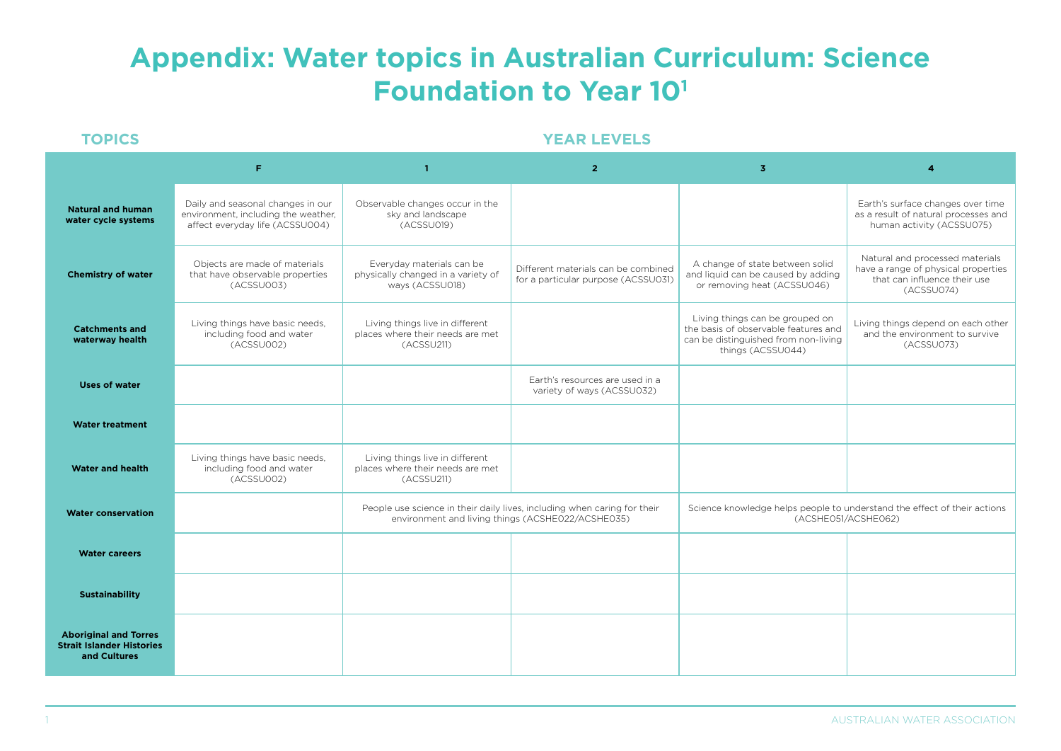# Appendix: Water topics in Australian Curriculum: Science Foundation to Year 10[1]

| TOPICS | YEAR LEVELS | | | | |
|---|---|---|---|---|---|
| | **F** | **1** | **2** | **3** | **4** |
| **Natural and human water cycle systems** | Daily and seasonal changes in our environment, including the weather, affect everyday life (ACSSU004) | Observable changes occur in the sky and landscape (ACSSU019) | | | Earth's surface changes over time as a result of natural processes and human activity (ACSSU075) |
| **Chemistry of water** | Objects are made of materials that have observable properties (ACSSU003) | Everyday materials can be physically changed in a variety of ways (ACSSU018) | Different materials can be combined for a particular purpose (ACSSU031) | A change of state between solid and liquid can be caused by adding or removing heat (ACSSU046) | Natural and processed materials have a range of physical properties that can influence their use (ACSSU074) |
| **Catchments and waterway health** | Living things have basic needs, including food and water (ACSSU002) | Living things live in different places where their needs are met (ACSSU211) | | Living things can be grouped on the basis of observable features and can be distinguished from non-living things (ACSSU044) | Living things depend on each other and the environment to survive (ACSSU073) |
| **Uses of water** | | | Earth's resources are used in a variety of ways (ACSSU032) | | |
| **Water treatment** | | | | | |
| **Water and health** | Living things have basic needs, including food and water (ACSSU002) | Living things live in different places where their needs are met (ACSSU211) | | | |
| **Water conservation** | | People use science in their daily lives, including when caring for their environment and living things (ACSHE022/ACSHE035) | | Science knowledge helps people to understand the effect of their actions (ACSHE051/ACSHE062) | |
| **Water careers** | | | | | |
| **Sustainability** | | | | | |
| **Aboriginal and Torres Strait Islander Histories and Cultures** | | | | | |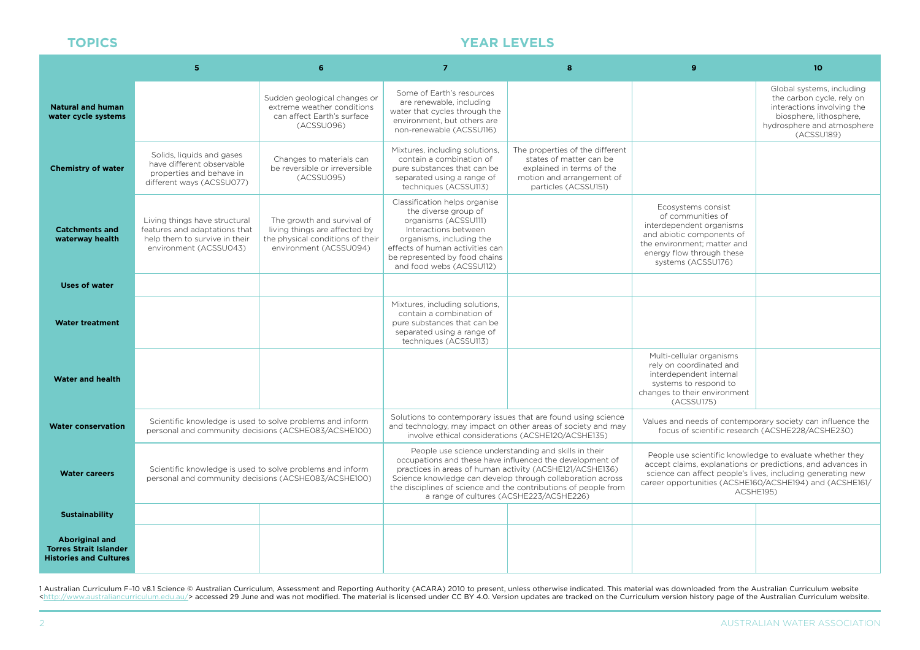**TOPICS** | **YEAR LEVELS**

| | 5 | 6 | 7 | 8 | 9 | 10 |
|---|---|---|---|---|---|---|
| **Natural and human water cycle systems** | | Sudden geological changes or extreme weather conditions can affect Earth's surface (ACSSU096) | Some of Earth's resources are renewable, including water that cycles through the environment, but others are non-renewable (ACSSU116) | | | Global systems, including the carbon cycle, rely on interactions involving the biosphere, lithosphere, hydrosphere and atmosphere (ACSSU189) |
| **Chemistry of water** | Solids, liquids and gases have different observable properties and behave in different ways (ACSSU077) | Changes to materials can be reversible or irreversible (ACSSU095) | Mixtures, including solutions, contain a combination of pure substances that can be separated using a range of techniques (ACSSU113) | The properties of the different states of matter can be explained in terms of the motion and arrangement of particles (ACSSU151) | | |
| **Catchments and waterway health** | Living things have structural features and adaptations that help them to survive in their environment (ACSSU043) | The growth and survival of living things are affected by the physical conditions of their environment (ACSSU094) | Classification helps organise the diverse group of organisms (ACSSU111) Interactions between organisms, including the effects of human activities can be represented by food chains and food webs (ACSSU112) | | Ecosystems consist of communities of interdependent organisms and abiotic components of the environment; matter and energy flow through these systems (ACSSU176) | |
| **Uses of water** | | | | | | |
| **Water treatment** | | | Mixtures, including solutions, contain a combination of pure substances that can be separated using a range of techniques (ACSSU113) | | | |
| **Water and health** | | | | | Multi-cellular organisms rely on coordinated and interdependent internal systems to respond to changes to their environment (ACSSU175) | |
| **Water conservation** | Scientific knowledge is used to solve problems and inform personal and community decisions (ACSHE083/ACSHE100) | | Solutions to contemporary issues that are found using science and technology, may impact on other areas of society and may involve ethical considerations (ACSHE120/ACSHE135) | | Values and needs of contemporary society can influence the focus of scientific research (ACSHE228/ACSHE230) | |
| **Water careers** | Scientific knowledge is used to solve problems and inform personal and community decisions (ACSHE083/ACSHE100) | | People use science understanding and skills in their occupations and these have influenced the development of practices in areas of human activity (ACSHE121/ACSHE136) Science knowledge can develop through collaboration across the disciplines of science and the contributions of people from a range of cultures (ACSHE223/ACSHE226) | | People use scientific knowledge to evaluate whether they accept claims, explanations or predictions, and advances in science can affect people's lives, including generating new career opportunities (ACSHE160/ACSHE194) and (ACSHE161/ACSHE195) | |
| **Sustainability** | | | | | | |
| **Aboriginal and Torres Strait Islander Histories and Cultures** | | | | | | |

1 Australian Curriculum F–10 v8.1 Science © Australian Curriculum, Assessment and Reporting Authority (ACARA) 2010 to present, unless otherwise indicated. This material was downloaded from the Australian Curriculum website <http://www.australiancurriculum.edu.au/> accessed 29 June and was not modified. The material is licensed under CC BY 4.0. Version updates are tracked on the Curriculum version history page of the Australian Curriculum website.